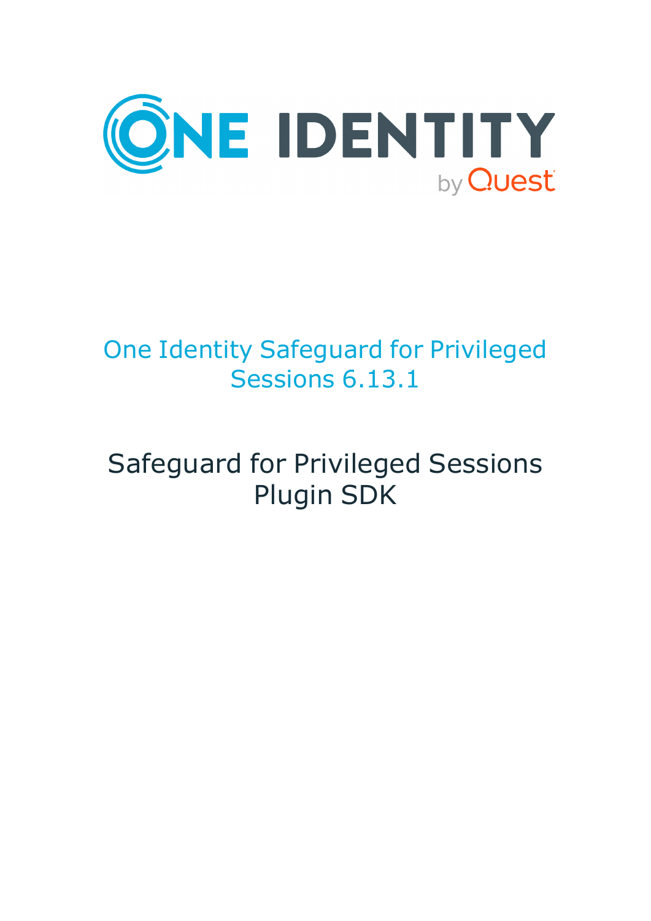ONE IDENTITY by Quest

# One Identity Safeguard for Privileged Sessions 6.13.1

# Safeguard for Privileged Sessions Plugin SDK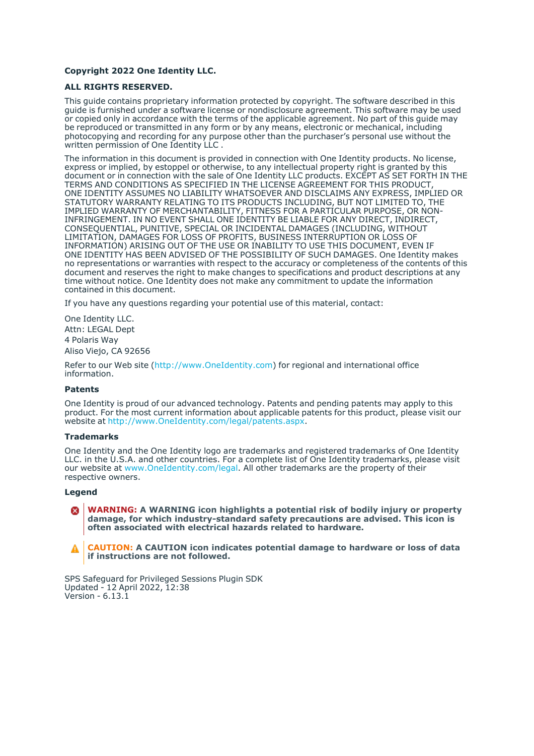**Copyright 2022 One Identity LLC.**

**ALL RIGHTS RESERVED.**

This guide contains proprietary information protected by copyright. The software described in this guide is furnished under a software license or nondisclosure agreement. This software may be used or copied only in accordance with the terms of the applicable agreement. No part of this guide may be reproduced or transmitted in any form or by any means, electronic or mechanical, including photocopying and recording for any purpose other than the purchaser's personal use without the written permission of One Identity LLC .

The information in this document is provided in connection with One Identity products. No license, express or implied, by estoppel or otherwise, to any intellectual property right is granted by this document or in connection with the sale of One Identity LLC products. EXCEPT AS SET FORTH IN THE TERMS AND CONDITIONS AS SPECIFIED IN THE LICENSE AGREEMENT FOR THIS PRODUCT, ONE IDENTITY ASSUMES NO LIABILITY WHATSOEVER AND DISCLAIMS ANY EXPRESS, IMPLIED OR STATUTORY WARRANTY RELATING TO ITS PRODUCTS INCLUDING, BUT NOT LIMITED TO, THE IMPLIED WARRANTY OF MERCHANTABILITY, FITNESS FOR A PARTICULAR PURPOSE, OR NON-INFRINGEMENT. IN NO EVENT SHALL ONE IDENTITY BE LIABLE FOR ANY DIRECT, INDIRECT, CONSEQUENTIAL, PUNITIVE, SPECIAL OR INCIDENTAL DAMAGES (INCLUDING, WITHOUT LIMITATION, DAMAGES FOR LOSS OF PROFITS, BUSINESS INTERRUPTION OR LOSS OF INFORMATION) ARISING OUT OF THE USE OR INABILITY TO USE THIS DOCUMENT, EVEN IF ONE IDENTITY HAS BEEN ADVISED OF THE POSSIBILITY OF SUCH DAMAGES. One Identity makes no representations or warranties with respect to the accuracy or completeness of the contents of this document and reserves the right to make changes to specifications and product descriptions at any time without notice. One Identity does not make any commitment to update the information contained in this document.

If you have any questions regarding your potential use of this material, contact:

One Identity LLC.
Attn: LEGAL Dept
4 Polaris Way
Aliso Viejo, CA 92656

Refer to our Web site (http://www.OneIdentity.com) for regional and international office information.

**Patents**

One Identity is proud of our advanced technology. Patents and pending patents may apply to this product. For the most current information about applicable patents for this product, please visit our website at http://www.OneIdentity.com/legal/patents.aspx.

**Trademarks**

One Identity and the One Identity logo are trademarks and registered trademarks of One Identity LLC. in the U.S.A. and other countries. For a complete list of One Identity trademarks, please visit our website at www.OneIdentity.com/legal. All other trademarks are the property of their respective owners.

**Legend**

**WARNING: A WARNING icon highlights a potential risk of bodily injury or property damage, for which industry-standard safety precautions are advised. This icon is often associated with electrical hazards related to hardware.**

**CAUTION: A CAUTION icon indicates potential damage to hardware or loss of data if instructions are not followed.**

SPS Safeguard for Privileged Sessions Plugin SDK
Updated - 12 April 2022, 12:38
Version - 6.13.1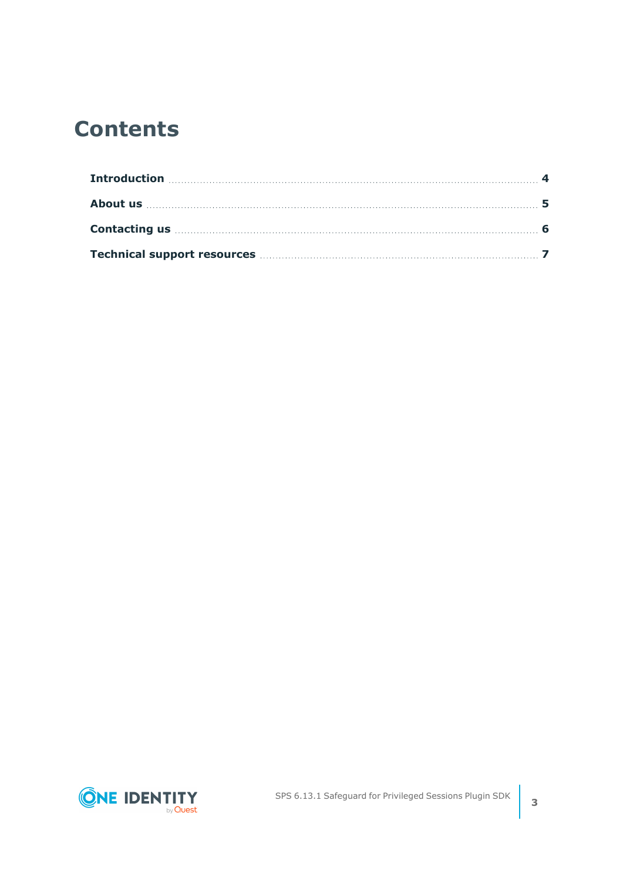# Contents

| | |
|---|---|
| **Introduction** | **4** |
| **About us** | **5** |
| **Contacting us** | **6** |
| **Technical support resources** | **7** |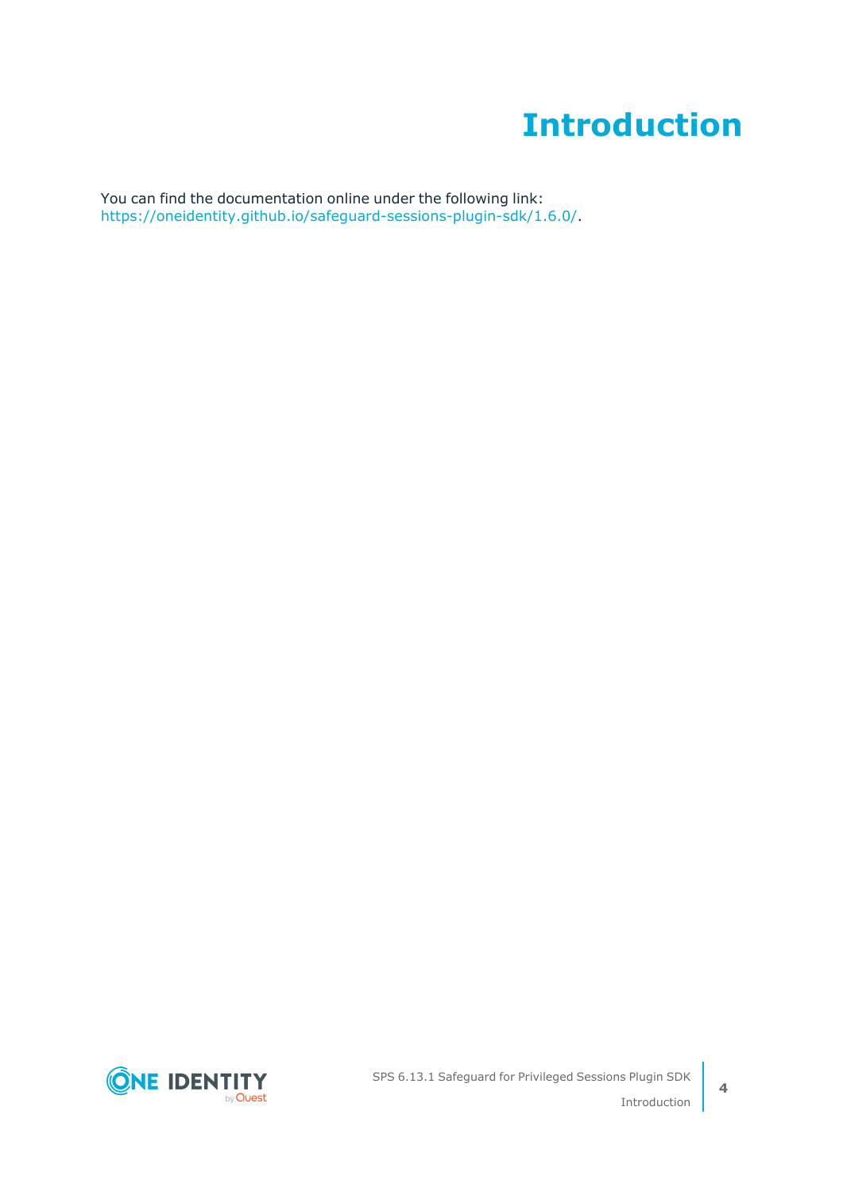# Introduction

You can find the documentation online under the following link: https://oneidentity.github.io/safeguard-sessions-plugin-sdk/1.6.0/.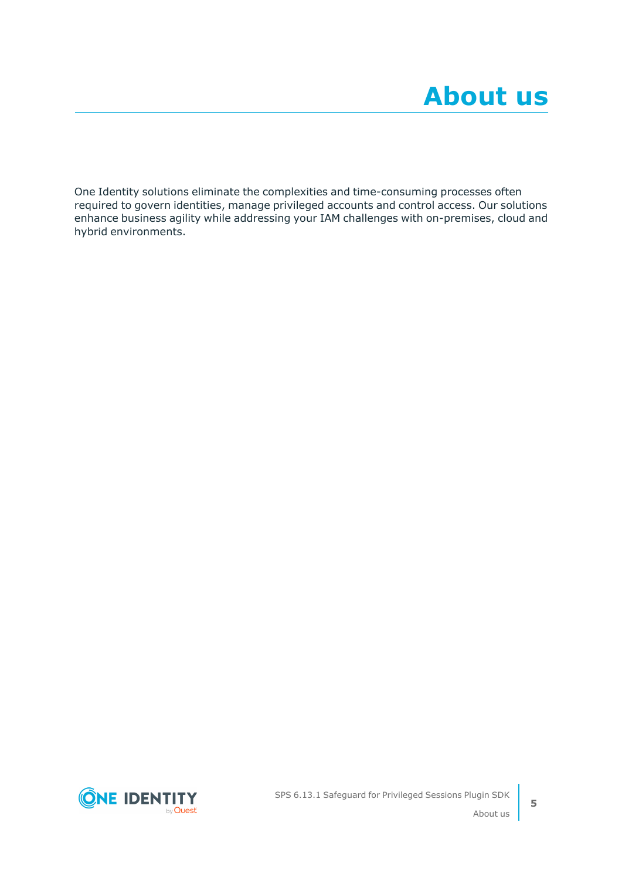# About us

One Identity solutions eliminate the complexities and time-consuming processes often required to govern identities, manage privileged accounts and control access. Our solutions enhance business agility while addressing your IAM challenges with on-premises, cloud and hybrid environments.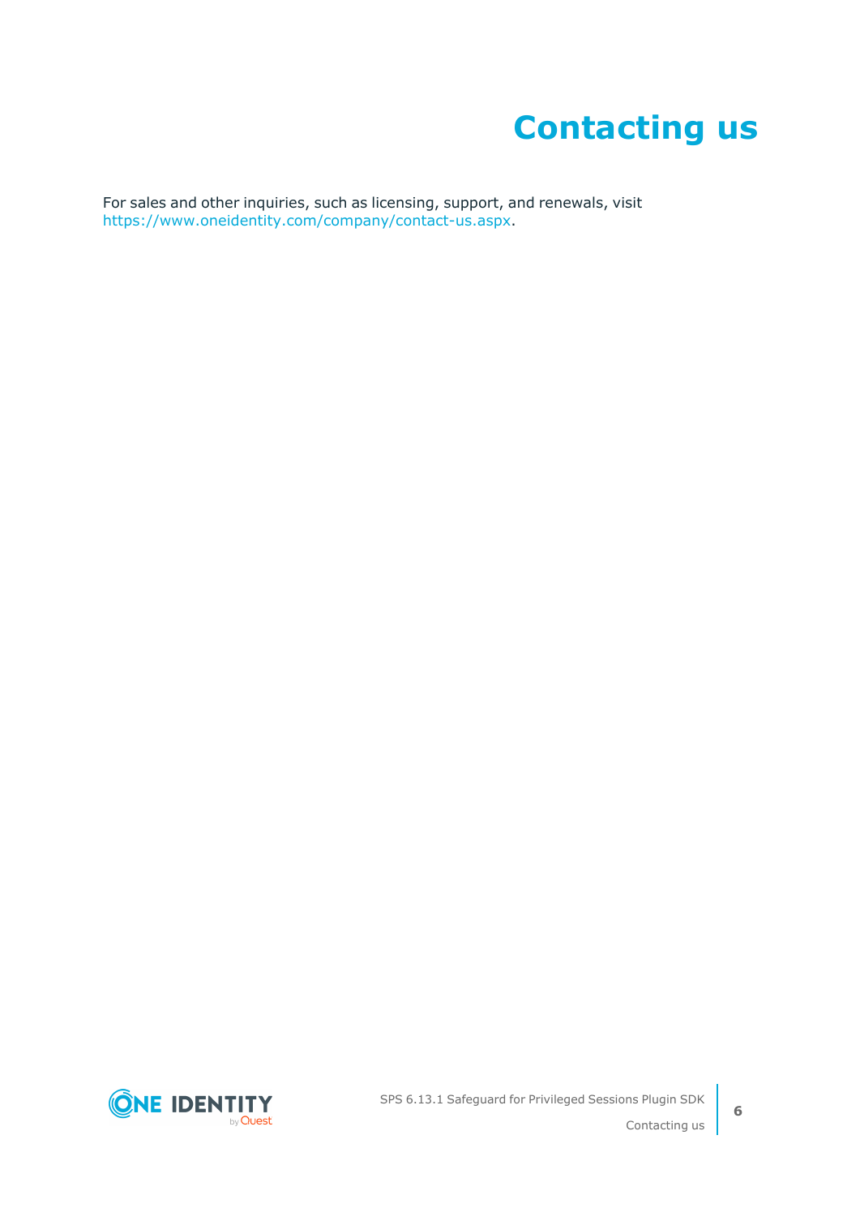# Contacting us

For sales and other inquiries, such as licensing, support, and renewals, visit https://www.oneidentity.com/company/contact-us.aspx.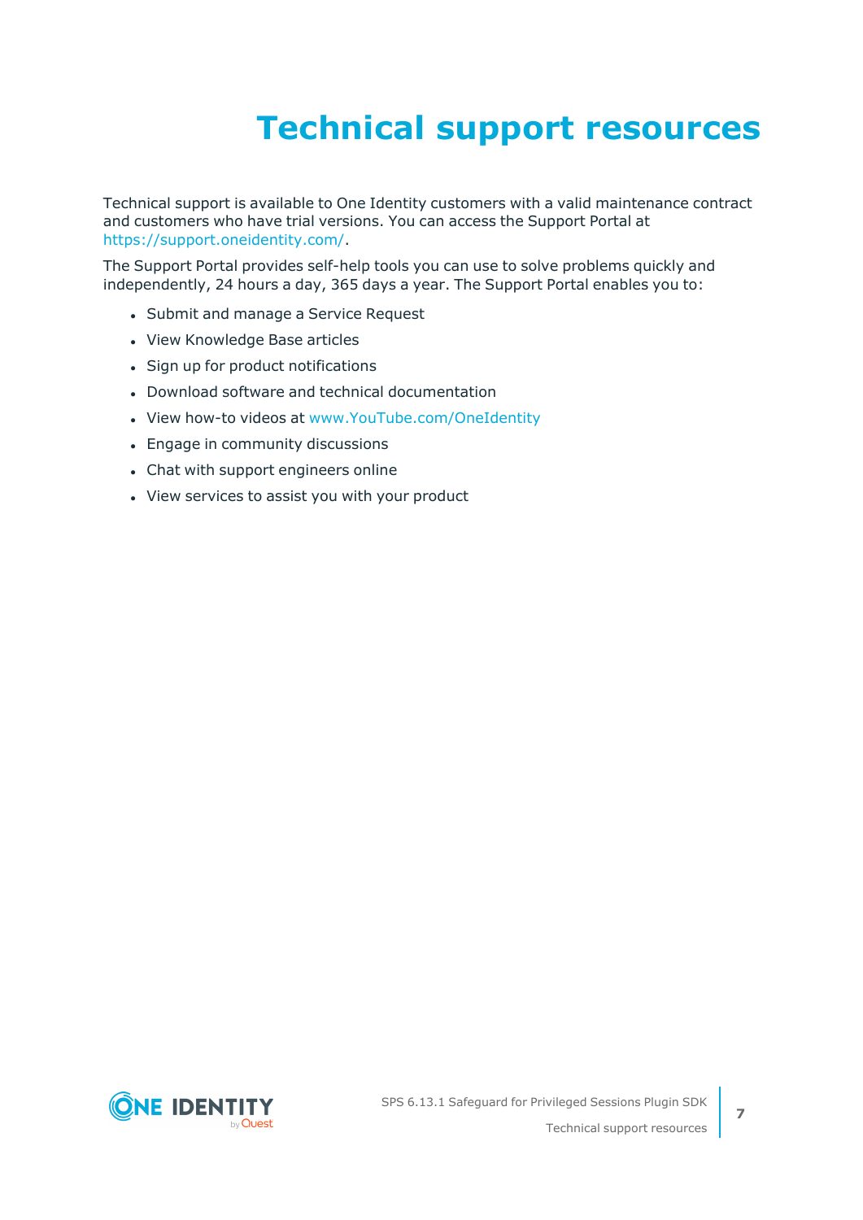# Technical support resources

Technical support is available to One Identity customers with a valid maintenance contract and customers who have trial versions. You can access the Support Portal at https://support.oneidentity.com/.

The Support Portal provides self-help tools you can use to solve problems quickly and independently, 24 hours a day, 365 days a year. The Support Portal enables you to:

- Submit and manage a Service Request
- View Knowledge Base articles
- Sign up for product notifications
- Download software and technical documentation
- View how-to videos at www.YouTube.com/OneIdentity
- Engage in community discussions
- Chat with support engineers online
- View services to assist you with your product